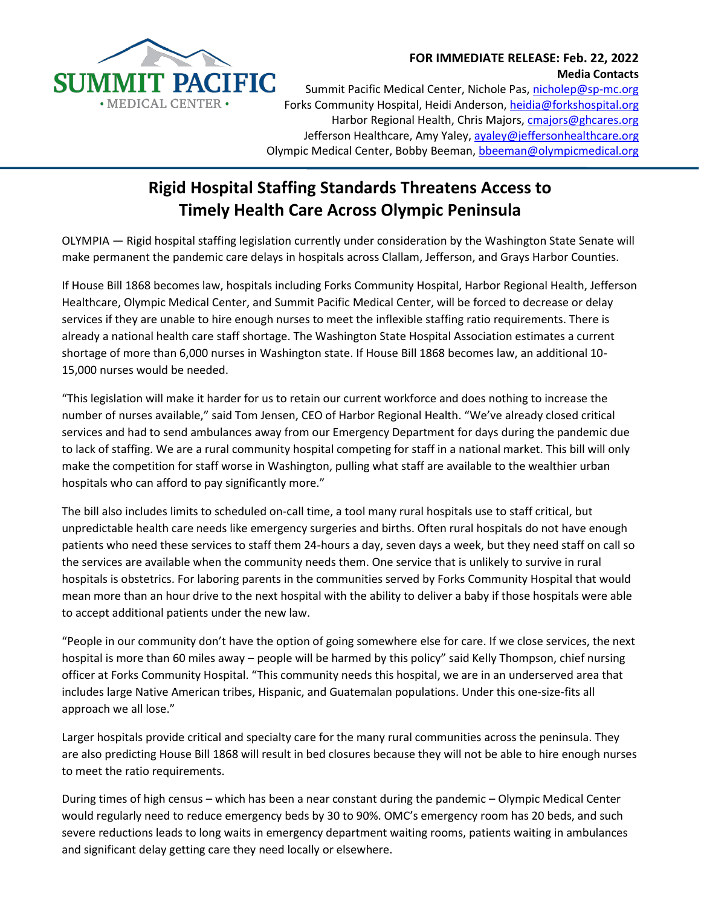SUMMIT PACIFIC
• MEDICAL CENTER •

**FOR IMMEDIATE RELEASE: Feb. 22, 2022**

**Media Contacts**

Summit Pacific Medical Center, Nichole Pas, nicholep@sp-mc.org
Forks Community Hospital, Heidi Anderson, heidia@forkshospital.org
Harbor Regional Health, Chris Majors, cmajors@ghcares.org
Jefferson Healthcare, Amy Yaley, ayaley@jeffersonhealthcare.org
Olympic Medical Center, Bobby Beeman, bbeeman@olympicmedical.org

# Rigid Hospital Staffing Standards Threatens Access to Timely Health Care Across Olympic Peninsula

OLYMPIA — Rigid hospital staffing legislation currently under consideration by the Washington State Senate will make permanent the pandemic care delays in hospitals across Clallam, Jefferson, and Grays Harbor Counties.

If House Bill 1868 becomes law, hospitals including Forks Community Hospital, Harbor Regional Health, Jefferson Healthcare, Olympic Medical Center, and Summit Pacific Medical Center, will be forced to decrease or delay services if they are unable to hire enough nurses to meet the inflexible staffing ratio requirements. There is already a national health care staff shortage. The Washington State Hospital Association estimates a current shortage of more than 6,000 nurses in Washington state. If House Bill 1868 becomes law, an additional 10-15,000 nurses would be needed.

"This legislation will make it harder for us to retain our current workforce and does nothing to increase the number of nurses available," said Tom Jensen, CEO of Harbor Regional Health. "We've already closed critical services and had to send ambulances away from our Emergency Department for days during the pandemic due to lack of staffing. We are a rural community hospital competing for staff in a national market. This bill will only make the competition for staff worse in Washington, pulling what staff are available to the wealthier urban hospitals who can afford to pay significantly more."

The bill also includes limits to scheduled on-call time, a tool many rural hospitals use to staff critical, but unpredictable health care needs like emergency surgeries and births. Often rural hospitals do not have enough patients who need these services to staff them 24-hours a day, seven days a week, but they need staff on call so the services are available when the community needs them. One service that is unlikely to survive in rural hospitals is obstetrics. For laboring parents in the communities served by Forks Community Hospital that would mean more than an hour drive to the next hospital with the ability to deliver a baby if those hospitals were able to accept additional patients under the new law.

"People in our community don't have the option of going somewhere else for care. If we close services, the next hospital is more than 60 miles away – people will be harmed by this policy" said Kelly Thompson, chief nursing officer at Forks Community Hospital. "This community needs this hospital, we are in an underserved area that includes large Native American tribes, Hispanic, and Guatemalan populations. Under this one-size-fits all approach we all lose."

Larger hospitals provide critical and specialty care for the many rural communities across the peninsula. They are also predicting House Bill 1868 will result in bed closures because they will not be able to hire enough nurses to meet the ratio requirements.

During times of high census – which has been a near constant during the pandemic – Olympic Medical Center would regularly need to reduce emergency beds by 30 to 90%. OMC's emergency room has 20 beds, and such severe reductions leads to long waits in emergency department waiting rooms, patients waiting in ambulances and significant delay getting care they need locally or elsewhere.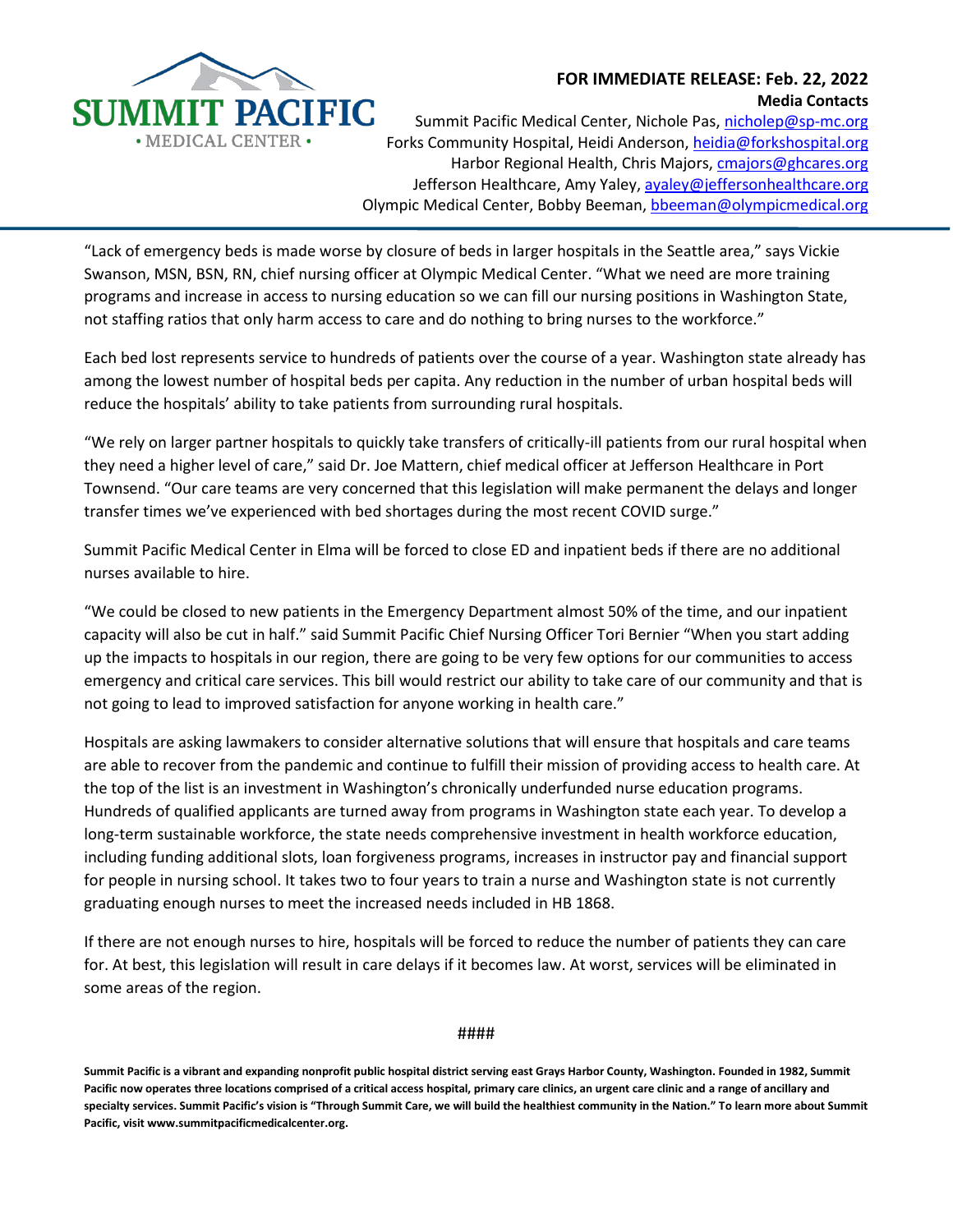**FOR IMMEDIATE RELEASE: Feb. 22, 2022**

**Media Contacts**

Summit Pacific Medical Center, Nichole Pas, nicholep@sp-mc.org
Forks Community Hospital, Heidi Anderson, heidia@forkshospital.org
Harbor Regional Health, Chris Majors, cmajors@ghcares.org
Jefferson Healthcare, Amy Yaley, ayaley@jeffersonhealthcare.org
Olympic Medical Center, Bobby Beeman, bbeeman@olympicmedical.org

"Lack of emergency beds is made worse by closure of beds in larger hospitals in the Seattle area," says Vickie Swanson, MSN, BSN, RN, chief nursing officer at Olympic Medical Center. "What we need are more training programs and increase in access to nursing education so we can fill our nursing positions in Washington State, not staffing ratios that only harm access to care and do nothing to bring nurses to the workforce."

Each bed lost represents service to hundreds of patients over the course of a year. Washington state already has among the lowest number of hospital beds per capita. Any reduction in the number of urban hospital beds will reduce the hospitals' ability to take patients from surrounding rural hospitals.

"We rely on larger partner hospitals to quickly take transfers of critically-ill patients from our rural hospital when they need a higher level of care," said Dr. Joe Mattern, chief medical officer at Jefferson Healthcare in Port Townsend. "Our care teams are very concerned that this legislation will make permanent the delays and longer transfer times we've experienced with bed shortages during the most recent COVID surge."

Summit Pacific Medical Center in Elma will be forced to close ED and inpatient beds if there are no additional nurses available to hire.

"We could be closed to new patients in the Emergency Department almost 50% of the time, and our inpatient capacity will also be cut in half." said Summit Pacific Chief Nursing Officer Tori Bernier "When you start adding up the impacts to hospitals in our region, there are going to be very few options for our communities to access emergency and critical care services. This bill would restrict our ability to take care of our community and that is not going to lead to improved satisfaction for anyone working in health care."

Hospitals are asking lawmakers to consider alternative solutions that will ensure that hospitals and care teams are able to recover from the pandemic and continue to fulfill their mission of providing access to health care. At the top of the list is an investment in Washington's chronically underfunded nurse education programs. Hundreds of qualified applicants are turned away from programs in Washington state each year. To develop a long-term sustainable workforce, the state needs comprehensive investment in health workforce education, including funding additional slots, loan forgiveness programs, increases in instructor pay and financial support for people in nursing school. It takes two to four years to train a nurse and Washington state is not currently graduating enough nurses to meet the increased needs included in HB 1868.

If there are not enough nurses to hire, hospitals will be forced to reduce the number of patients they can care for. At best, this legislation will result in care delays if it becomes law. At worst, services will be eliminated in some areas of the region.

####

**Summit Pacific is a vibrant and expanding nonprofit public hospital district serving east Grays Harbor County, Washington. Founded in 1982, Summit Pacific now operates three locations comprised of a critical access hospital, primary care clinics, an urgent care clinic and a range of ancillary and specialty services. Summit Pacific's vision is "Through Summit Care, we will build the healthiest community in the Nation." To learn more about Summit Pacific, visit www.summitpacificmedicalcenter.org.**